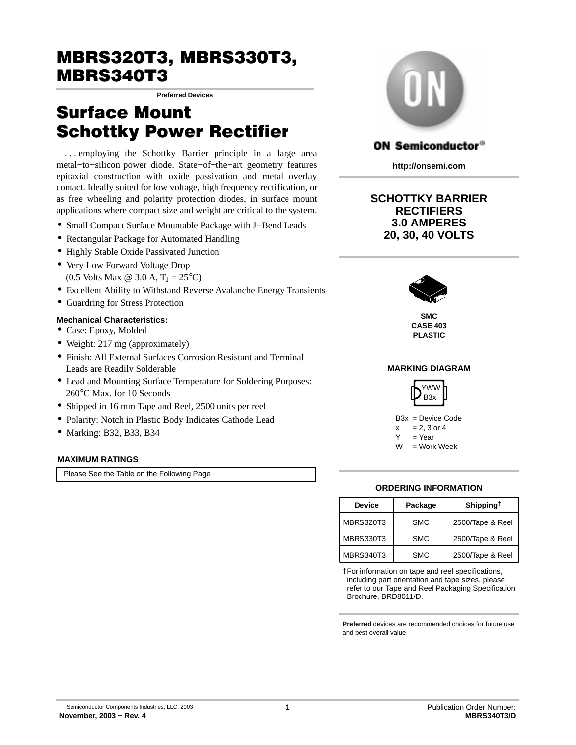# MBRS320T3, MBRS330T3, MBRS340T3

Preferred Devices

## Surface Mount Schottky Power Rectifier

. . . employing the Schottky Barrier principle in a large area metal−to−silicon power diode. State−of−the−art geometry features epitaxial construction with oxide passivation and metal overlay contact. Ideally suited for low voltage, high frequency rectification, or as free wheeling and polarity protection diodes, in surface mount applications where compact size and weight are critical to the system.

- Small Compact Surface Mountable Package with J−Bend Leads
- Rectangular Package for Automated Handling
- Highly Stable Oxide Passivated Junction
- Very Low Forward Voltage Drop (0.5 Volts Max @ 3.0 A, $T_J$ = 25°C)
- Excellent Ability to Withstand Reverse Avalanche Energy Transients
- Guardring for Stress Protection

### Mechanical Characteristics:

- Case: Epoxy, Molded
- Weight: 217 mg (approximately)
- Finish: All External Surfaces Corrosion Resistant and Terminal Leads are Readily Solderable
- Lead and Mounting Surface Temperature for Soldering Purposes: 260°C Max. for 10 Seconds
- Shipped in 16 mm Tape and Reel, 2500 units per reel
- Polarity: Notch in Plastic Body Indicates Cathode Lead
- Marking: B32, B33, B34

### MAXIMUM RATINGS

Please See the Table on the Following Page

ON Semiconductor®

http://onsemi.com

**SCHOTTKY BARRIER RECTIFIERS 3.0 AMPERES 20, 30, 40 VOLTS**

SMC
CASE 403
PLASTIC

### MARKING DIAGRAM

YWW
B3x

B3x = Device Code
x = 2, 3 or 4
Y = Year
W = Work Week

### ORDERING INFORMATION

| Device | Package | Shipping† |
|---|---|---|
| MBRS320T3 | SMC | 2500/Tape & Reel |
| MBRS330T3 | SMC | 2500/Tape & Reel |
| MBRS340T3 | SMC | 2500/Tape & Reel |

†For information on tape and reel specifications, including part orientation and tape sizes, please refer to our Tape and Reel Packaging Specification Brochure, BRD8011/D.

**Preferred** devices are recommended choices for future use and best overall value.

Semiconductor Components Industries, LLC, 2003
November, 2003 − Rev. 4

Publication Order Number:
MBRS340T3/D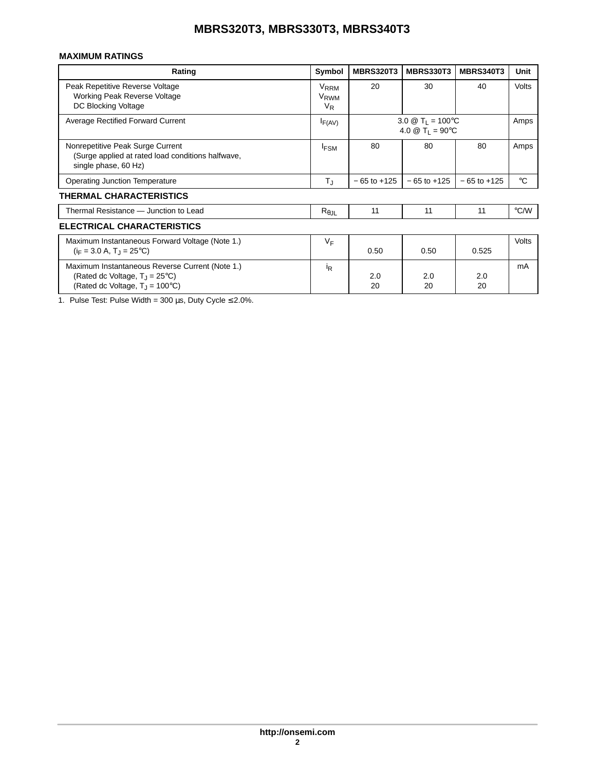## MAXIMUM RATINGS

| Rating | Symbol | MBRS320T3 | MBRS330T3 | MBRS340T3 | Unit |
|---|---|---|---|---|---|
| Peak Repetitive Reverse Voltage<br>Working Peak Reverse Voltage<br>DC Blocking Voltage | $V_{RRM}$<br>$V_{RWM}$<br>$V_R$ | 20 | 30 | 40 | Volts |
| Average Rectified Forward Current | $I_{F(AV)}$ | 3.0 @ $T_L$ = 100°C<br>4.0 @ $T_L$ = 90°C | | | Amps |
| Nonrepetitive Peak Surge Current<br>(Surge applied at rated load conditions halfwave, single phase, 60 Hz) | $I_{FSM}$ | 80 | 80 | 80 | Amps |
| Operating Junction Temperature | $T_J$ | − 65 to +125 | − 65 to +125 | − 65 to +125 | °C |

## THERMAL CHARACTERISTICS

| Rating | Symbol | MBRS320T3 | MBRS330T3 | MBRS340T3 | Unit |
|---|---|---|---|---|---|
| Thermal Resistance — Junction to Lead | $R_{\theta JL}$ | 11 | 11 | 11 | °C/W |

## ELECTRICAL CHARACTERISTICS

| Rating | Symbol | MBRS320T3 | MBRS330T3 | MBRS340T3 | Unit |
|---|---|---|---|---|---|
| Maximum Instantaneous Forward Voltage (Note 1.)<br>($i_F$ = 3.0 A, $T_J$ = 25°C) | $V_F$ | 0.50 | 0.50 | 0.525 | Volts |
| Maximum Instantaneous Reverse Current (Note 1.)<br>(Rated dc Voltage, $T_J$ = 25°C)<br>(Rated dc Voltage, $T_J$ = 100°C) | $i_R$ | 2.0<br>20 | 2.0<br>20 | 2.0<br>20 | mA |

1. Pulse Test: Pulse Width = 300 μs, Duty Cycle ≤ 2.0%.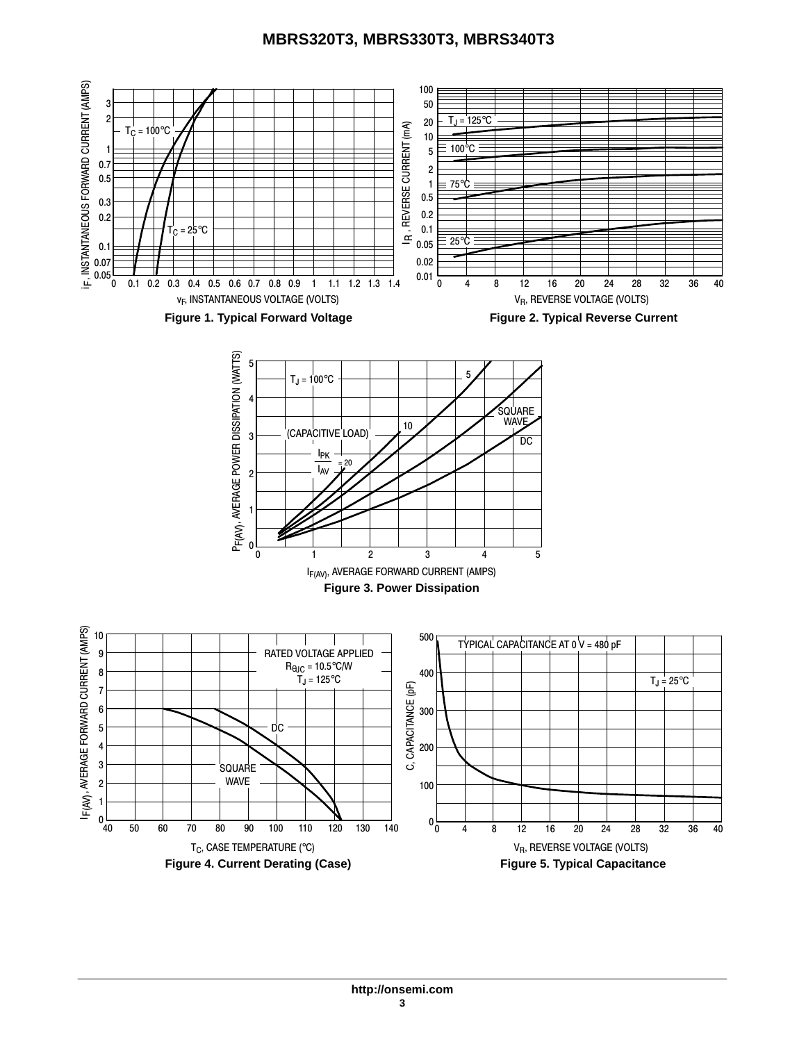Figure 1. Typical Forward Voltage

Figure 2. Typical Reverse Current

Figure 3. Power Dissipation

Figure 4. Current Derating (Case)

Figure 5. Typical Capacitance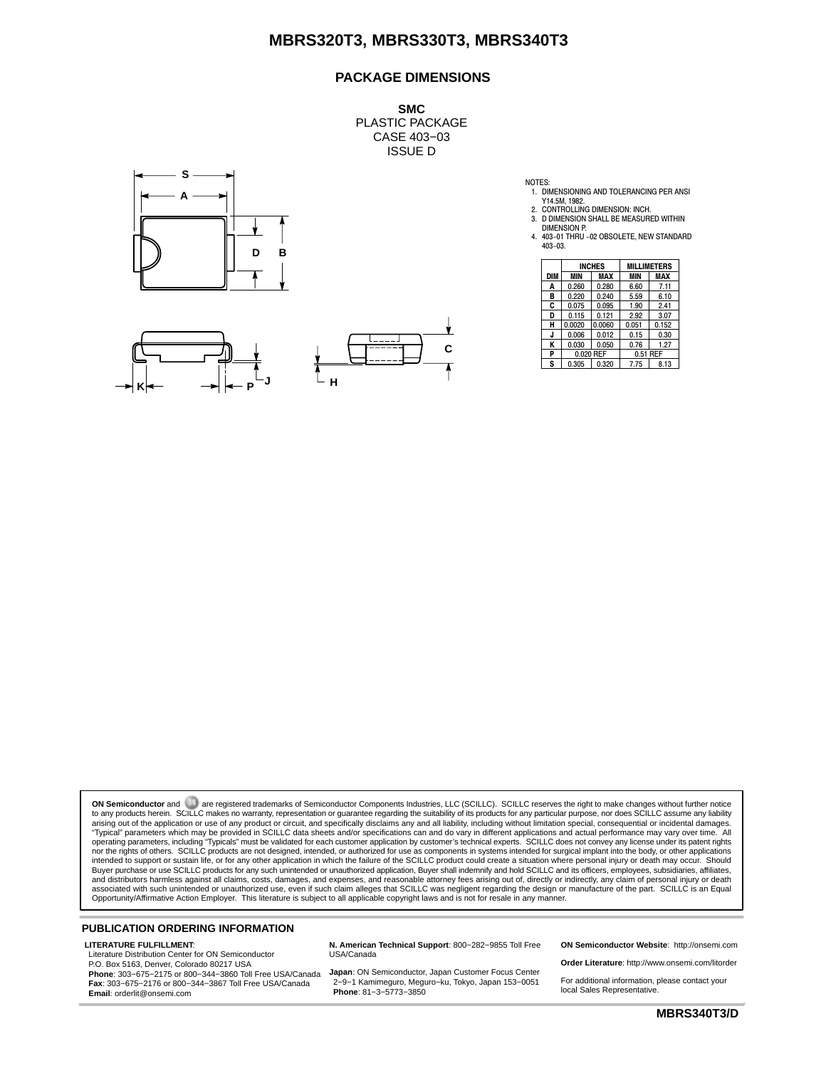## PACKAGE DIMENSIONS

**SMC**
PLASTIC PACKAGE
CASE 403−03
ISSUE D

S
A
D B
K P J
H
C

NOTES:
1. DIMENSIONING AND TOLERANCING PER ANSI Y14.5M, 1982.
2. CONTROLLING DIMENSION: INCH.
3. D DIMENSION SHALL BE MEASURED WITHIN DIMENSION P.
4. 403−01 THRU −02 OBSOLETE, NEW STANDARD 403−03.

| | INCHES | | MILLIMETERS | |
|---|---|---|---|---|
| DIM | MIN | MAX | MIN | MAX |
| A | 0.260 | 0.280 | 6.60 | 7.11 |
| B | 0.220 | 0.240 | 5.59 | 6.10 |
| C | 0.075 | 0.095 | 1.90 | 2.41 |
| D | 0.115 | 0.121 | 2.92 | 3.07 |
| H | 0.0020 | 0.0060 | 0.051 | 0.152 |
| J | 0.006 | 0.012 | 0.15 | 0.30 |
| K | 0.030 | 0.050 | 0.76 | 1.27 |
| P | 0.020 REF | | 0.51 REF | |
| S | 0.305 | 0.320 | 7.75 | 8.13 |

**ON Semiconductor** and  are registered trademarks of Semiconductor Components Industries, LLC (SCILLC). SCILLC reserves the right to make changes without further notice to any products herein. SCILLC makes no warranty, representation or guarantee regarding the suitability of its products for any particular purpose, nor does SCILLC assume any liability arising out of the application or use of any product or circuit, and specifically disclaims any and all liability, including without limitation special, consequential or incidental damages. "Typical" parameters which may be provided in SCILLC data sheets and/or specifications can and do vary in different applications and actual performance may vary over time. All operating parameters, including "Typicals" must be validated for each customer application by customer's technical experts. SCILLC does not convey any license under its patent rights nor the rights of others. SCILLC products are not designed, intended, or authorized for use as components in systems intended for surgical implant into the body, or other applications intended to support or sustain life, or for any other application in which the failure of the SCILLC product could create a situation where personal injury or death may occur. Should Buyer purchase or use SCILLC products for any such unintended or unauthorized application, Buyer shall indemnify and hold SCILLC and its officers, employees, subsidiaries, affiliates, and distributors harmless against all claims, costs, damages, and expenses, and reasonable attorney fees arising out of, directly or indirectly, any claim of personal injury or death associated with such unintended or unauthorized use, even if such claim alleges that SCILLC was negligent regarding the design or manufacture of the part. SCILLC is an Equal Opportunity/Affirmative Action Employer. This literature is subject to all applicable copyright laws and is not for resale in any manner.

### PUBLICATION ORDERING INFORMATION

**LITERATURE FULFILLMENT**:
Literature Distribution Center for ON Semiconductor
P.O. Box 5163, Denver, Colorado 80217 USA
**Phone**: 303−675−2175 or 800−344−3860 Toll Free USA/Canada
**Fax**: 303−675−2176 or 800−344−3867 Toll Free USA/Canada
**Email**: orderlit@onsemi.com

**N. American Technical Support**: 800−282−9855 Toll Free USA/Canada

**Japan**: ON Semiconductor, Japan Customer Focus Center 2−9−1 Kamimeguro, Meguro−ku, Tokyo, Japan 153−0051
**Phone**: 81−3−5773−3850

**ON Semiconductor Website**: http://onsemi.com

**Order Literature**: http://www.onsemi.com/litorder

For additional information, please contact your local Sales Representative.

MBRS340T3/D